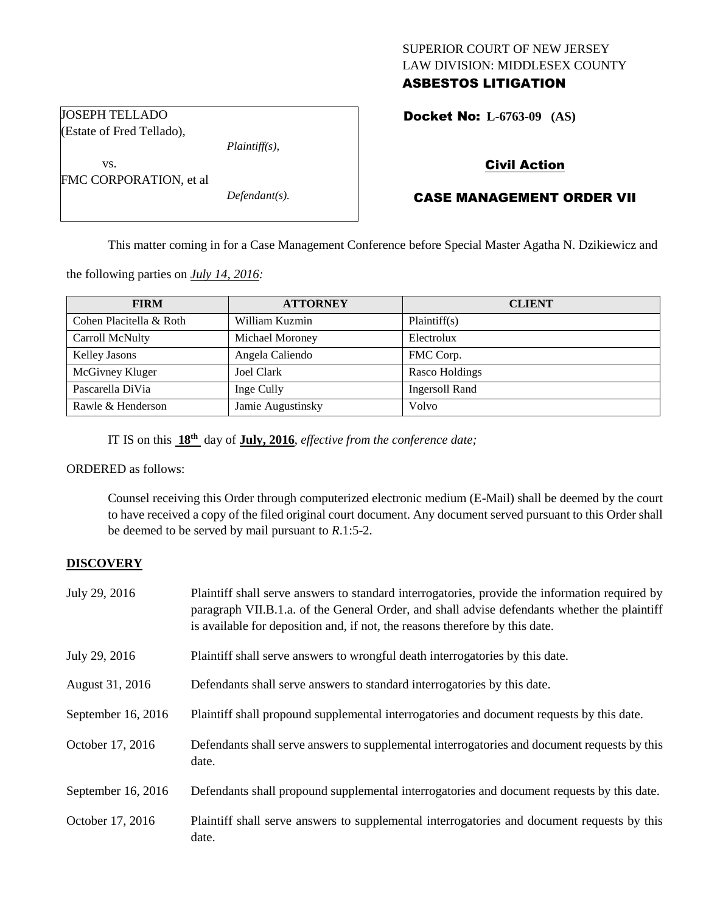SUPERIOR COURT OF NEW JERSEY
LAW DIVISION: MIDDLESEX COUNTY
**ASBESTOS LITIGATION**

JOSEPH TELLADO
(Estate of Fred Tellado),
*Plaintiff(s),*
vs.
FMC CORPORATION, et al
*Defendant(s).*

**Docket No: L-6763-09 (AS)**

**Civil Action**

**CASE MANAGEMENT ORDER VII**

This matter coming in for a Case Management Conference before Special Master Agatha N. Dzikiewicz and the following parties on ***July 14, 2016:***

| FIRM | ATTORNEY | CLIENT |
|---|---|---|
| Cohen Placitella & Roth | William Kuzmin | Plaintiff(s) |
| Carroll McNulty | Michael Moroney | Electrolux |
| Kelley Jasons | Angela Caliendo | FMC Corp. |
| McGivney Kluger | Joel Clark | Rasco Holdings |
| Pascarella DiVia | Inge Cully | Ingersoll Rand |
| Rawle & Henderson | Jamie Augustinsky | Volvo |

IT IS on this **18th** day of **July, 2016**, *effective from the conference date;*

ORDERED as follows:

Counsel receiving this Order through computerized electronic medium (E-Mail) shall be deemed by the court to have received a copy of the filed original court document. Any document served pursuant to this Order shall be deemed to be served by mail pursuant to *R*.1:5-2.

**DISCOVERY**

| | |
|---|---|
| July 29, 2016 | Plaintiff shall serve answers to standard interrogatories, provide the information required by paragraph VII.B.1.a. of the General Order, and shall advise defendants whether the plaintiff is available for deposition and, if not, the reasons therefore by this date. |
| July 29, 2016 | Plaintiff shall serve answers to wrongful death interrogatories by this date. |
| August 31, 2016 | Defendants shall serve answers to standard interrogatories by this date. |
| September 16, 2016 | Plaintiff shall propound supplemental interrogatories and document requests by this date. |
| October 17, 2016 | Defendants shall serve answers to supplemental interrogatories and document requests by this date. |
| September 16, 2016 | Defendants shall propound supplemental interrogatories and document requests by this date. |
| October 17, 2016 | Plaintiff shall serve answers to supplemental interrogatories and document requests by this date. |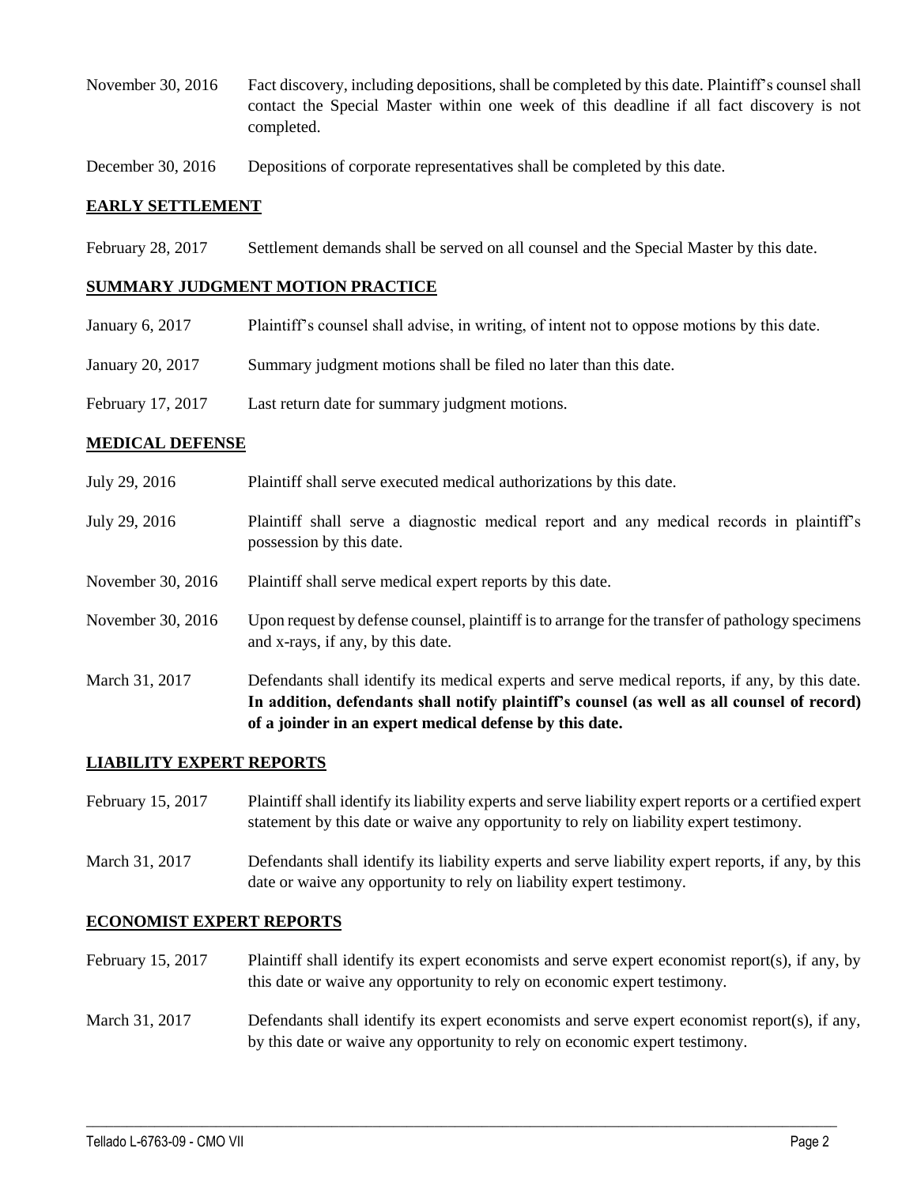| | |
|---|---|
| November 30, 2016 | Fact discovery, including depositions, shall be completed by this date. Plaintiff's counsel shall contact the Special Master within one week of this deadline if all fact discovery is not completed. |
| December 30, 2016 | Depositions of corporate representatives shall be completed by this date. |

## EARLY SETTLEMENT

| | |
|---|---|
| February 28, 2017 | Settlement demands shall be served on all counsel and the Special Master by this date. |

## SUMMARY JUDGMENT MOTION PRACTICE

| | |
|---|---|
| January 6, 2017 | Plaintiff's counsel shall advise, in writing, of intent not to oppose motions by this date. |
| January 20, 2017 | Summary judgment motions shall be filed no later than this date. |
| February 17, 2017 | Last return date for summary judgment motions. |

## MEDICAL DEFENSE

| | |
|---|---|
| July 29, 2016 | Plaintiff shall serve executed medical authorizations by this date. |
| July 29, 2016 | Plaintiff shall serve a diagnostic medical report and any medical records in plaintiff's possession by this date. |
| November 30, 2016 | Plaintiff shall serve medical expert reports by this date. |
| November 30, 2016 | Upon request by defense counsel, plaintiff is to arrange for the transfer of pathology specimens and x-rays, if any, by this date. |
| March 31, 2017 | Defendants shall identify its medical experts and serve medical reports, if any, by this date. **In addition, defendants shall notify plaintiff's counsel (as well as all counsel of record) of a joinder in an expert medical defense by this date.** |

## LIABILITY EXPERT REPORTS

| | |
|---|---|
| February 15, 2017 | Plaintiff shall identify its liability experts and serve liability expert reports or a certified expert statement by this date or waive any opportunity to rely on liability expert testimony. |
| March 31, 2017 | Defendants shall identify its liability experts and serve liability expert reports, if any, by this date or waive any opportunity to rely on liability expert testimony. |

## ECONOMIST EXPERT REPORTS

| | |
|---|---|
| February 15, 2017 | Plaintiff shall identify its expert economists and serve expert economist report(s), if any, by this date or waive any opportunity to rely on economic expert testimony. |
| March 31, 2017 | Defendants shall identify its expert economists and serve expert economist report(s), if any, by this date or waive any opportunity to rely on economic expert testimony. |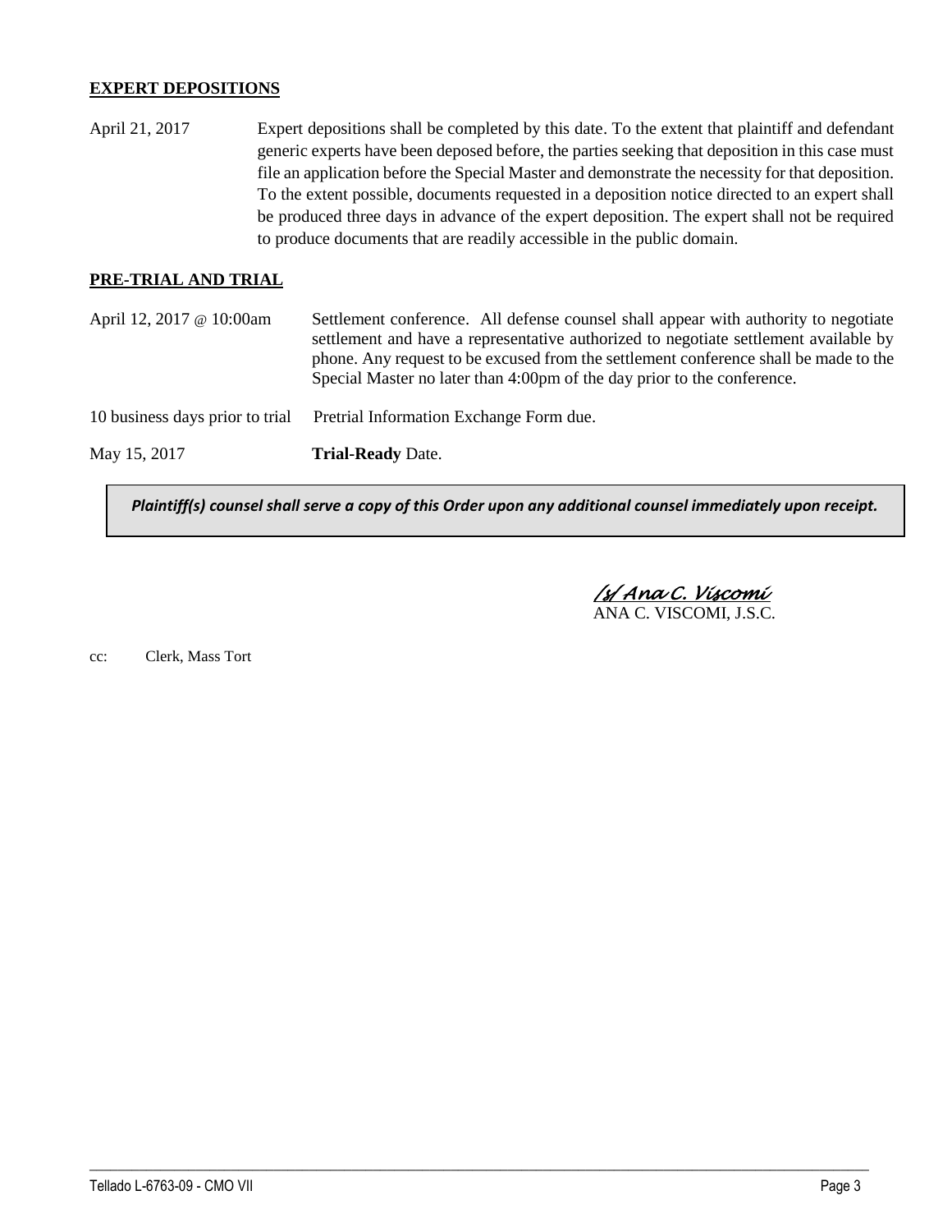**EXPERT DEPOSITIONS**

| | |
|---|---|
| April 21, 2017 | Expert depositions shall be completed by this date. To the extent that plaintiff and defendant generic experts have been deposed before, the parties seeking that deposition in this case must file an application before the Special Master and demonstrate the necessity for that deposition. To the extent possible, documents requested in a deposition notice directed to an expert shall be produced three days in advance of the expert deposition. The expert shall not be required to produce documents that are readily accessible in the public domain. |

**PRE-TRIAL AND TRIAL**

| | |
|---|---|
| April 12, 2017 @ 10:00am | Settlement conference. All defense counsel shall appear with authority to negotiate settlement and have a representative authorized to negotiate settlement available by phone. Any request to be excused from the settlement conference shall be made to the Special Master no later than 4:00pm of the day prior to the conference. |
| 10 business days prior to trial | Pretrial Information Exchange Form due. |
| May 15, 2017 | **Trial-Ready** Date. |

***Plaintiff(s) counsel shall serve a copy of this Order upon any additional counsel immediately upon receipt.***

*/s/ Ana C. Viscomi*
ANA C. VISCOMI, J.S.C.

cc: Clerk, Mass Tort